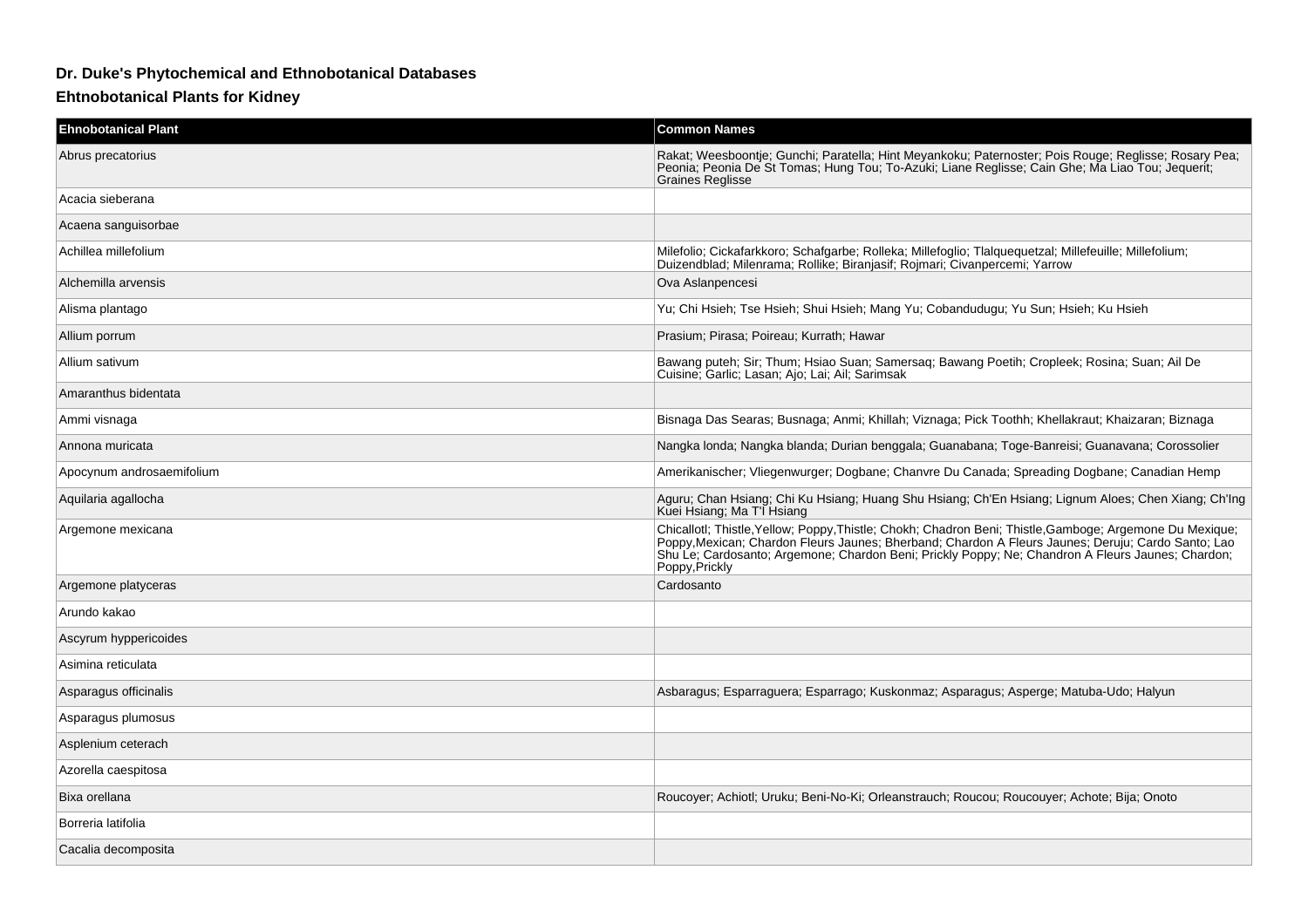# Dr. Duke's Phytochemical and Ethnobotanical Databases

## Ehtnobotanical Plants for Kidney

| Ehnobotanical Plant | Common Names |
|---|---|
| Abrus precatorius | Rakat; Weesboontje; Gunchi; Paratella; Hint Meyankoku; Paternoster; Pois Rouge; Reglisse; Rosary Pea; Peonia; Peonia De St Tomas; Hung Tou; To-Azuki; Liane Reglisse; Cain Ghe; Ma Liao Tou; Jequerit; Graines Reglisse |
| Acacia sieberana | |
| Acaena sanguisorbae | |
| Achillea millefolium | Milefolio; Cickafarkkoro; Schafgarbe; Rolleka; Millefoglio; Tlalquequetzal; Millefeuille; Millefolium; Duizendblad; Milenrama; Rollike; Biranjasif; Rojmari; Civanpercemi; Yarrow |
| Alchemilla arvensis | Ova Aslanpencesi |
| Alisma plantago | Yu; Chi Hsieh; Tse Hsieh; Shui Hsieh; Mang Yu; Cobandudugu; Yu Sun; Hsieh; Ku Hsieh |
| Allium porrum | Prasium; Pirasa; Poireau; Kurrath; Hawar |
| Allium sativum | Bawang puteh; Sir; Thum; Hsiao Suan; Samersaq; Bawang Poetih; Cropleek; Rosina; Suan; Ail De Cuisine; Garlic; Lasan; Ajo; Lai; Ail; Sarimsak |
| Amaranthus bidentata | |
| Ammi visnaga | Bisnaga Das Searas; Busnaga; Anmi; Khillah; Viznaga; Pick Toothh; Khellakraut; Khaizaran; Biznaga |
| Annona muricata | Nangka londa; Nangka blanda; Durian benggala; Guanabana; Toge-Banreisi; Guanavana; Corossolier |
| Apocynum androsaemifolium | Amerikanischer; Vliegenwurger; Dogbane; Chanvre Du Canada; Spreading Dogbane; Canadian Hemp |
| Aquilaria agallocha | Aguru; Chan Hsiang; Chi Ku Hsiang; Huang Shu Hsiang; Ch'En Hsiang; Lignum Aloes; Chen Xiang; Ch'Ing Kuei Hsiang; Ma T'I Hsiang |
| Argemone mexicana | Chicallotl; Thistle,Yellow; Poppy,Thistle; Chokh; Chadron Beni; Thistle,Gamboge; Argemone Du Mexique; Poppy,Mexican; Chardon Fleurs Jaunes; Bherband; Chardon A Fleurs Jaunes; Deruju; Cardo Santo; Lao Shu Le; Cardosanto; Argemone; Chardon Beni; Prickly Poppy; Ne; Chandron A Fleurs Jaunes; Chardon; Poppy,Prickly |
| Argemone platyceras | Cardosanto |
| Arundo kakao | |
| Ascyrum hyppericoides | |
| Asimina reticulata | |
| Asparagus officinalis | Asbaragus; Esparraguera; Esparrago; Kuskonmaz; Asparagus; Asperge; Matuba-Udo; Halyun |
| Asparagus plumosus | |
| Asplenium ceterach | |
| Azorella caespitosa | |
| Bixa orellana | Roucoyer; Achiotl; Uruku; Beni-No-Ki; Orleanstrauch; Roucou; Roucouyer; Achote; Bija; Onoto |
| Borreria latifolia | |
| Cacalia decomposita | |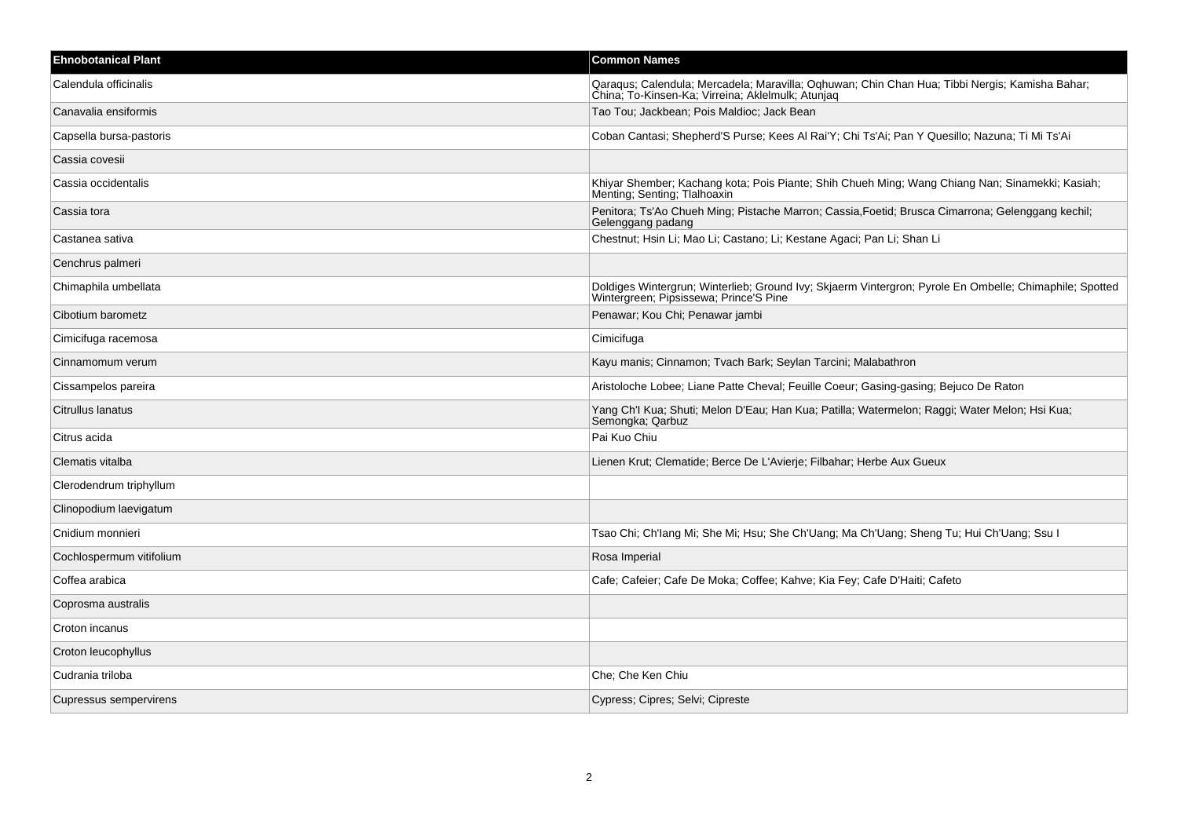| Ehnobotanical Plant | Common Names |
|---|---|
| Calendula officinalis | Qaraqus; Calendula; Mercadela; Maravilla; Oqhuwan; Chin Chan Hua; Tibbi Nergis; Kamisha Bahar; China; To-Kinsen-Ka; Virreina; Aklelmulk; Atunjaq |
| Canavalia ensiformis | Tao Tou; Jackbean; Pois Maldioc; Jack Bean |
| Capsella bursa-pastoris | Coban Cantasi; Shepherd'S Purse; Kees Al Rai'Y; Chi Ts'Ai; Pan Y Quesillo; Nazuna; Ti Mi Ts'Ai |
| Cassia covesii | |
| Cassia occidentalis | Khiyar Shember; Kachang kota; Pois Piante; Shih Chueh Ming; Wang Chiang Nan; Sinamekki; Kasiah; Menting; Senting; Tlalhoaxin |
| Cassia tora | Penitora; Ts'Ao Chueh Ming; Pistache Marron; Cassia,Foetid; Brusca Cimarrona; Gelenggang kechil; Gelenggang padang |
| Castanea sativa | Chestnut; Hsin Li; Mao Li; Castano; Li; Kestane Agaci; Pan Li; Shan Li |
| Cenchrus palmeri | |
| Chimaphila umbellata | Doldiges Wintergrun; Winterlieb; Ground Ivy; Skjaerm Vintergron; Pyrole En Ombelle; Chimaphile; Spotted Wintergreen; Pipsissewa; Prince'S Pine |
| Cibotium barometz | Penawar; Kou Chi; Penawar jambi |
| Cimicifuga racemosa | Cimicifuga |
| Cinnamomum verum | Kayu manis; Cinnamon; Tvach Bark; Seylan Tarcini; Malabathron |
| Cissampelos pareira | Aristoloche Lobee; Liane Patte Cheval; Feuille Coeur; Gasing-gasing; Bejuco De Raton |
| Citrullus lanatus | Yang Ch'I Kua; Shuti; Melon D'Eau; Han Kua; Patilla; Watermelon; Raggi; Water Melon; Hsi Kua; Semongka; Qarbuz |
| Citrus acida | Pai Kuo Chiu |
| Clematis vitalba | Lienen Krut; Clematide; Berce De L'Avierje; Filbahar; Herbe Aux Gueux |
| Clerodendrum triphyllum | |
| Clinopodium laevigatum | |
| Cnidium monnieri | Tsao Chi; Ch'Iang Mi; She Mi; Hsu; She Ch'Uang; Ma Ch'Uang; Sheng Tu; Hui Ch'Uang; Ssu I |
| Cochlospermum vitifolium | Rosa Imperial |
| Coffea arabica | Cafe; Cafeier; Cafe De Moka; Coffee; Kahve; Kia Fey; Cafe D'Haiti; Cafeto |
| Coprosma australis | |
| Croton incanus | |
| Croton leucophyllus | |
| Cudrania triloba | Che; Che Ken Chiu |
| Cupressus sempervirens | Cypress; Cipres; Selvi; Cipreste |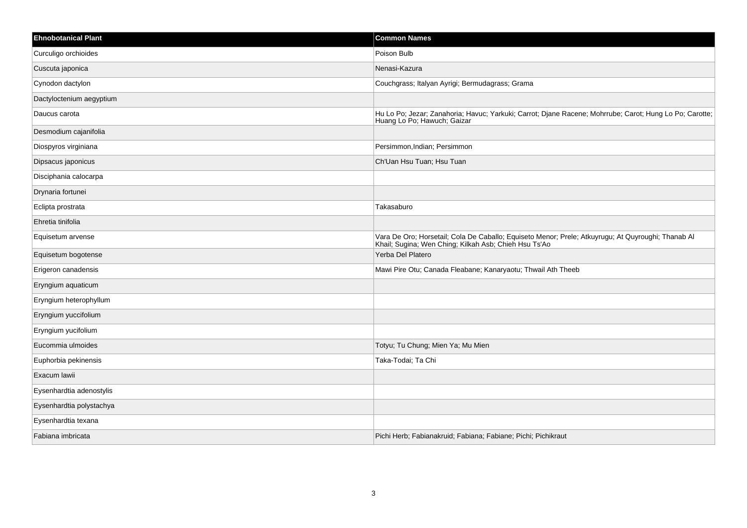| Ehnobotanical Plant | Common Names |
| --- | --- |
| Curculigo orchioides | Poison Bulb |
| Cuscuta japonica | Nenasi-Kazura |
| Cynodon dactylon | Couchgrass; Italyan Ayrigi; Bermudagrass; Grama |
| Dactyloctenium aegyptium | |
| Daucus carota | Hu Lo Po; Jezar; Zanahoria; Havuc; Yarkuki; Carrot; Djane Racene; Mohrrube; Carot; Hung Lo Po; Carotte; Huang Lo Po; Hawuch; Gaizar |
| Desmodium cajanifolia | |
| Diospyros virginiana | Persimmon,Indian; Persimmon |
| Dipsacus japonicus | Ch'Uan Hsu Tuan; Hsu Tuan |
| Disciphania calocarpa | |
| Drynaria fortunei | |
| Eclipta prostrata | Takasaburo |
| Ehretia tinifolia | |
| Equisetum arvense | Vara De Oro; Horsetail; Cola De Caballo; Equiseto Menor; Prele; Atkuyrugu; At Quyroughi; Thanab Al Khail; Sugina; Wen Ching; Kilkah Asb; Chieh Hsu Ts'Ao |
| Equisetum bogotense | Yerba Del Platero |
| Erigeron canadensis | Mawi Pire Otu; Canada Fleabane; Kanaryaotu; Thwail Ath Theeb |
| Eryngium aquaticum | |
| Eryngium heterophyllum | |
| Eryngium yuccifolium | |
| Eryngium yucifolium | |
| Eucommia ulmoides | Totyu; Tu Chung; Mien Ya; Mu Mien |
| Euphorbia pekinensis | Taka-Todai; Ta Chi |
| Exacum lawii | |
| Eysenhardtia adenostylis | |
| Eysenhardtia polystachya | |
| Eysenhardtia texana | |
| Fabiana imbricata | Pichi Herb; Fabianakruid; Fabiana; Fabiane; Pichi; Pichikraut |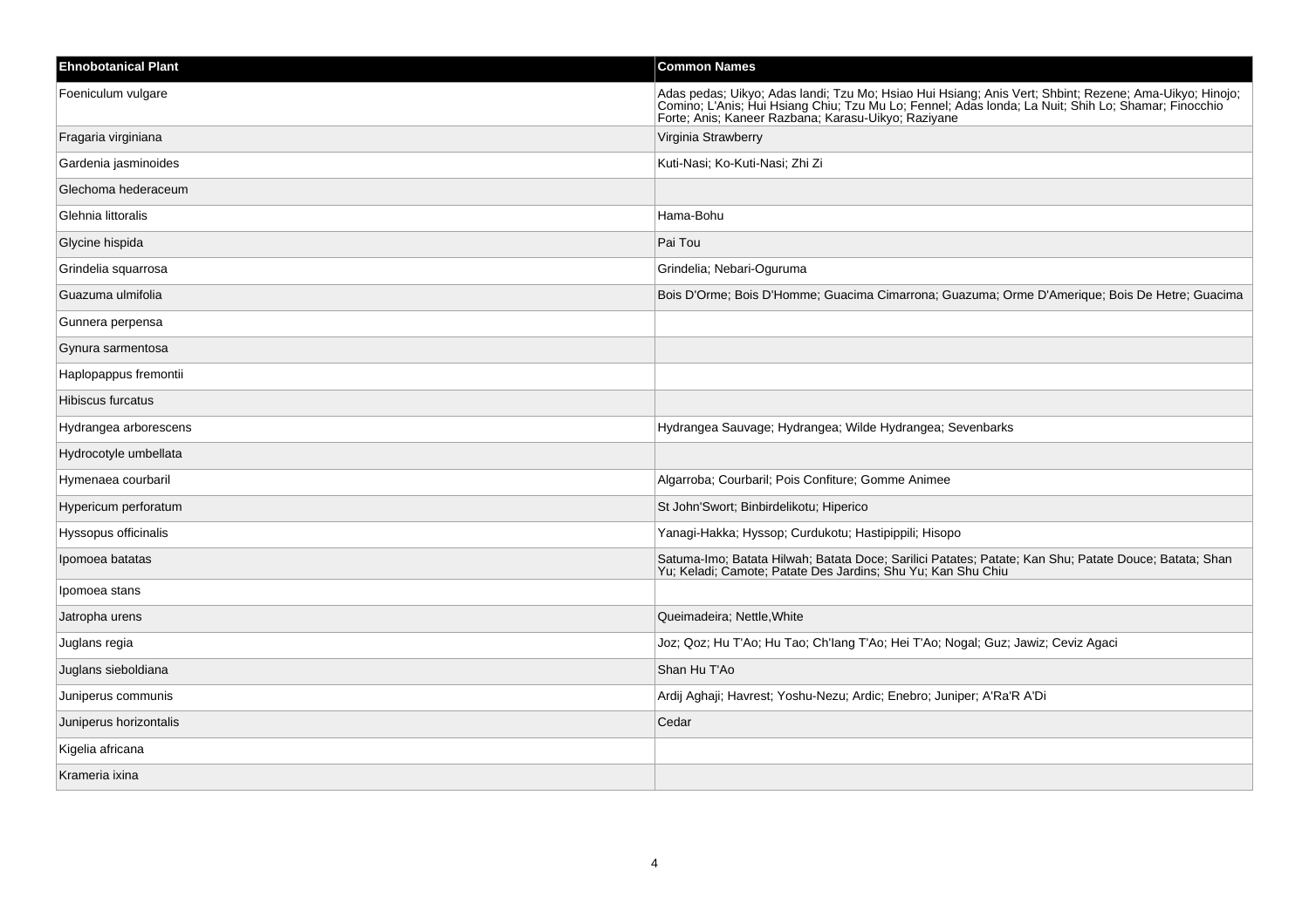| Ehnobotanical Plant | Common Names |
| --- | --- |
| Foeniculum vulgare | Adas pedas; Uikyo; Adas landi; Tzu Mo; Hsiao Hui Hsiang; Anis Vert; Shbint; Rezene; Ama-Uikyo; Hinojo; Comino; L'Anis; Hui Hsiang Chiu; Tzu Mu Lo; Fennel; Adas londa; La Nuit; Shih Lo; Shamar; Finocchio Forte; Anis; Kaneer Razbana; Karasu-Uikyo; Raziyane |
| Fragaria virginiana | Virginia Strawberry |
| Gardenia jasminoides | Kuti-Nasi; Ko-Kuti-Nasi; Zhi Zi |
| Glechoma hederaceum | |
| Glehnia littoralis | Hama-Bohu |
| Glycine hispida | Pai Tou |
| Grindelia squarrosa | Grindelia; Nebari-Oguruma |
| Guazuma ulmifolia | Bois D'Orme; Bois D'Homme; Guacima Cimarrona; Guazuma; Orme D'Amerique; Bois De Hetre; Guacima |
| Gunnera perpensa | |
| Gynura sarmentosa | |
| Haplopappus fremontii | |
| Hibiscus furcatus | |
| Hydrangea arborescens | Hydrangea Sauvage; Hydrangea; Wilde Hydrangea; Sevenbarks |
| Hydrocotyle umbellata | |
| Hymenaea courbaril | Algarroba; Courbaril; Pois Confiture; Gomme Animee |
| Hypericum perforatum | St John'Swort; Binbirdelikotu; Hiperico |
| Hyssopus officinalis | Yanagi-Hakka; Hyssop; Curdukotu; Hastipippili; Hisopo |
| Ipomoea batatas | Satuma-Imo; Batata Hilwah; Batata Doce; Sarilici Patates; Patate; Kan Shu; Patate Douce; Batata; Shan Yu; Keladi; Camote; Patate Des Jardins; Shu Yu; Kan Shu Chiu |
| Ipomoea stans | |
| Jatropha urens | Queimadeira; Nettle,White |
| Juglans regia | Joz; Qoz; Hu T'Ao; Hu Tao; Ch'Iang T'Ao; Hei T'Ao; Nogal; Guz; Jawiz; Ceviz Agaci |
| Juglans sieboldiana | Shan Hu T'Ao |
| Juniperus communis | Ardij Aghaji; Havrest; Yoshu-Nezu; Ardic; Enebro; Juniper; A'Ra'R A'Di |
| Juniperus horizontalis | Cedar |
| Kigelia africana | |
| Krameria ixina | |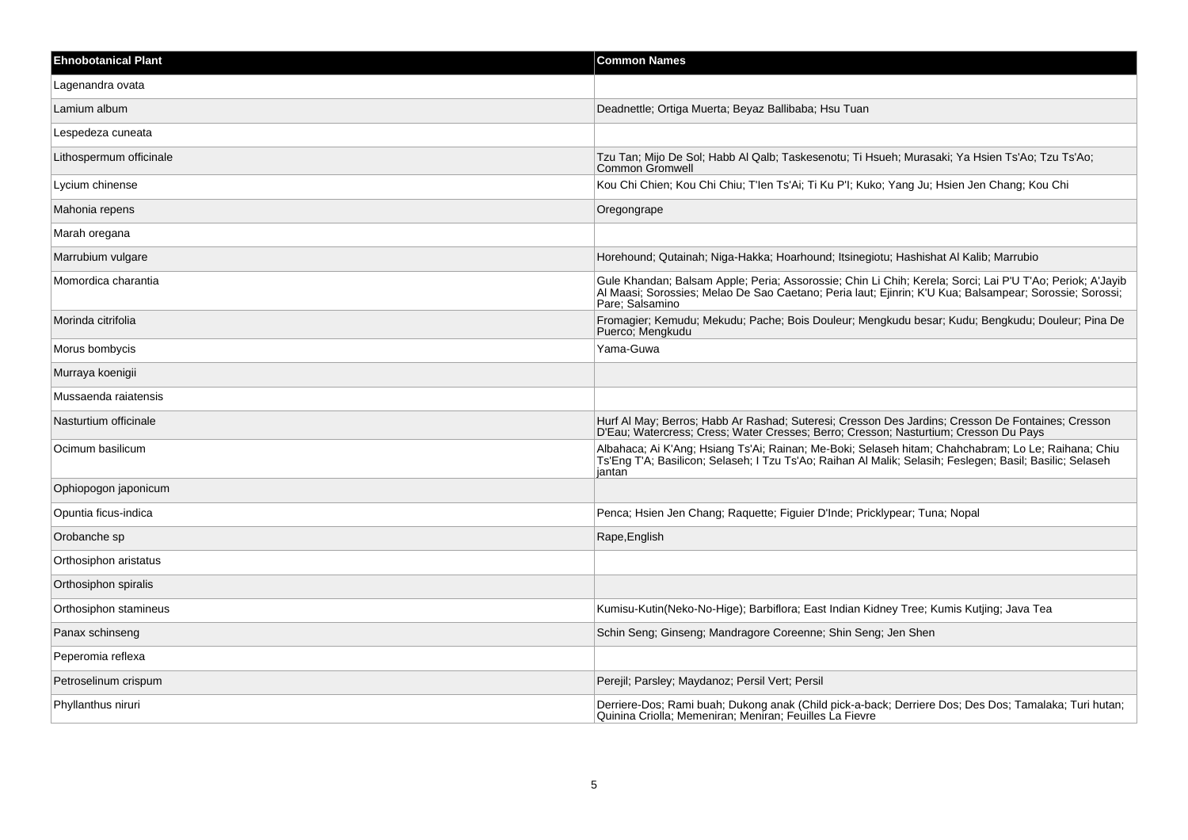| Ehnobotanical Plant | Common Names |
| --- | --- |
| Lagenandra ovata | |
| Lamium album | Deadnettle; Ortiga Muerta; Beyaz Ballibaba; Hsu Tuan |
| Lespedeza cuneata | |
| Lithospermum officinale | Tzu Tan; Mijo De Sol; Habb Al Qalb; Taskesenotu; Ti Hsueh; Murasaki; Ya Hsien Ts'Ao; Tzu Ts'Ao; Common Gromwell |
| Lycium chinense | Kou Chi Chien; Kou Chi Chiu; T'Ien Ts'Ai; Ti Ku P'I; Kuko; Yang Ju; Hsien Jen Chang; Kou Chi |
| Mahonia repens | Oregongrape |
| Marah oregana | |
| Marrubium vulgare | Horehound; Qutainah; Niga-Hakka; Hoarhound; Itsinegiotu; Hashishat Al Kalib; Marrubio |
| Momordica charantia | Gule Khandan; Balsam Apple; Peria; Assorossie; Chin Li Chih; Kerela; Sorci; Lai P'U T'Ao; Periok; A'Jayib Al Maasi; Sorossies; Melao De Sao Caetano; Peria laut; Ejinrin; K'U Kua; Balsampear; Sorossie; Sorossi; Pare; Salsamino |
| Morinda citrifolia | Fromagier; Kemudu; Mekudu; Pache; Bois Douleur; Mengkudu besar; Kudu; Bengkudu; Douleur; Pina De Puerco; Mengkudu |
| Morus bombycis | Yama-Guwa |
| Murraya koenigii | |
| Mussaenda raiatensis | |
| Nasturtium officinale | Hurf Al May; Berros; Habb Ar Rashad; Suteresi; Cresson Des Jardins; Cresson De Fontaines; Cresson D'Eau; Watercress; Cress; Water Cresses; Berro; Cresson; Nasturtium; Cresson Du Pays |
| Ocimum basilicum | Albahaca; Ai K'Ang; Hsiang Ts'Ai; Rainan; Me-Boki; Selaseh hitam; Chahchabram; Lo Le; Raihana; Chiu Ts'Eng T'A; Basilicon; Selaseh; I Tzu Ts'Ao; Raihan Al Malik; Selasih; Feslegen; Basil; Basilic; Selaseh jantan |
| Ophiopogon japonicum | |
| Opuntia ficus-indica | Penca; Hsien Jen Chang; Raquette; Figuier D'Inde; Pricklypear; Tuna; Nopal |
| Orobanche sp | Rape,English |
| Orthosiphon aristatus | |
| Orthosiphon spiralis | |
| Orthosiphon stamineus | Kumisu-Kutin(Neko-No-Hige); Barbiflora; East Indian Kidney Tree; Kumis Kutjing; Java Tea |
| Panax schinseng | Schin Seng; Ginseng; Mandragore Coreenne; Shin Seng; Jen Shen |
| Peperomia reflexa | |
| Petroselinum crispum | Perejil; Parsley; Maydanoz; Persil Vert; Persil |
| Phyllanthus niruri | Derriere-Dos; Rami buah; Dukong anak (Child pick-a-back; Derriere Dos; Des Dos; Tamalaka; Turi hutan; Quinina Criolla; Memeniran; Meniran; Feuilles La Fievre |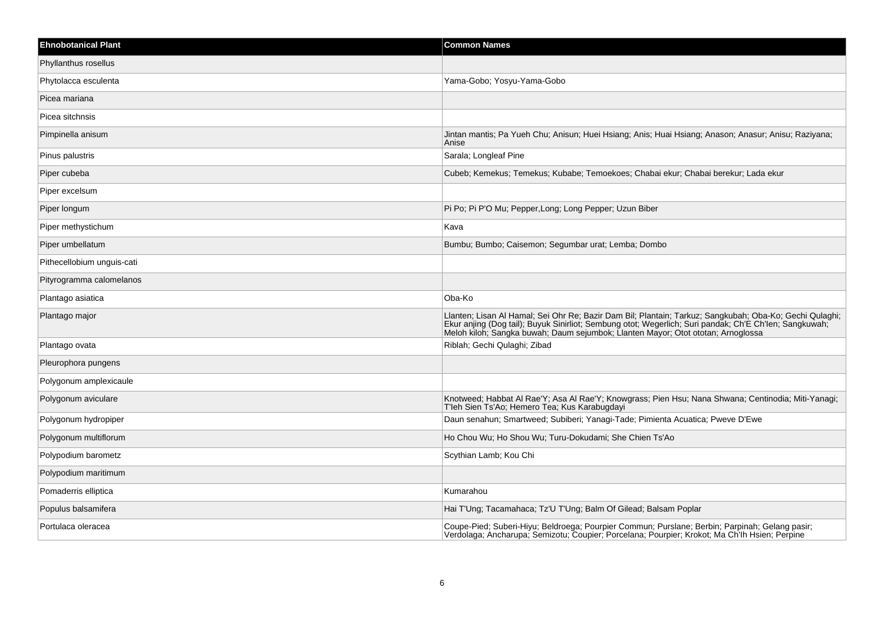| Ehnobotanical Plant | Common Names |
|---|---|
| Phyllanthus rosellus | |
| Phytolacca esculenta | Yama-Gobo; Yosyu-Yama-Gobo |
| Picea mariana | |
| Picea sitchnsis | |
| Pimpinella anisum | Jintan mantis; Pa Yueh Chu; Anisun; Huei Hsiang; Anis; Huai Hsiang; Anason; Anasur; Anisu; Raziyana; Anise |
| Pinus palustris | Sarala; Longleaf Pine |
| Piper cubeba | Cubeb; Kemekus; Temekus; Kubabe; Temoekoes; Chabai ekur; Chabai berekur; Lada ekur |
| Piper excelsum | |
| Piper longum | Pi Po; Pi P'O Mu; Pepper,Long; Long Pepper; Uzun Biber |
| Piper methystichum | Kava |
| Piper umbellatum | Bumbu; Bumbo; Caisemon; Segumbar urat; Lemba; Dombo |
| Pithecellobium unguis-cati | |
| Pityrogramma calomelanos | |
| Plantago asiatica | Oba-Ko |
| Plantago major | Llanten; Lisan Al Hamal; Sei Ohr Re; Bazir Dam Bil; Plantain; Tarkuz; Sangkubah; Oba-Ko; Gechi Qulaghi; Ekur anjing (Dog tail); Buyuk Sinirliot; Sembung otot; Wegerlich; Suri pandak; Ch'E Ch'Ien; Sangkuwah; Meloh kiloh; Sangka buwah; Daum sejumbok; Llanten Mayor; Otot ototan; Arnoglossa |
| Plantago ovata | Riblah; Gechi Qulaghi; Zibad |
| Pleurophora pungens | |
| Polygonum amplexicaule | |
| Polygonum aviculare | Knotweed; Habbat Al Rae'Y; Asa Al Rae'Y; Knowgrass; Pien Hsu; Nana Shwana; Centinodia; Miti-Yanagi; T'Ieh Sien Ts'Ao; Hemero Tea; Kus Karabugdayi |
| Polygonum hydropiper | Daun senahun; Smartweed; Subiberi; Yanagi-Tade; Pimienta Acuatica; Pweve D'Ewe |
| Polygonum multiflorum | Ho Chou Wu; Ho Shou Wu; Turu-Dokudami; She Chien Ts'Ao |
| Polypodium barometz | Scythian Lamb; Kou Chi |
| Polypodium maritimum | |
| Pomaderris elliptica | Kumarahou |
| Populus balsamifera | Hai T'Ung; Tacamahaca; Tz'U T'Ung; Balm Of Gilead; Balsam Poplar |
| Portulaca oleracea | Coupe-Pied; Suberi-Hiyu; Beldroega; Pourpier Commun; Purslane; Berbin; Parpinah; Gelang pasir; Verdolaga; Ancharupa; Semizotu; Coupier; Porcelana; Pourpier; Krokot; Ma Ch'Ih Hsien; Perpine |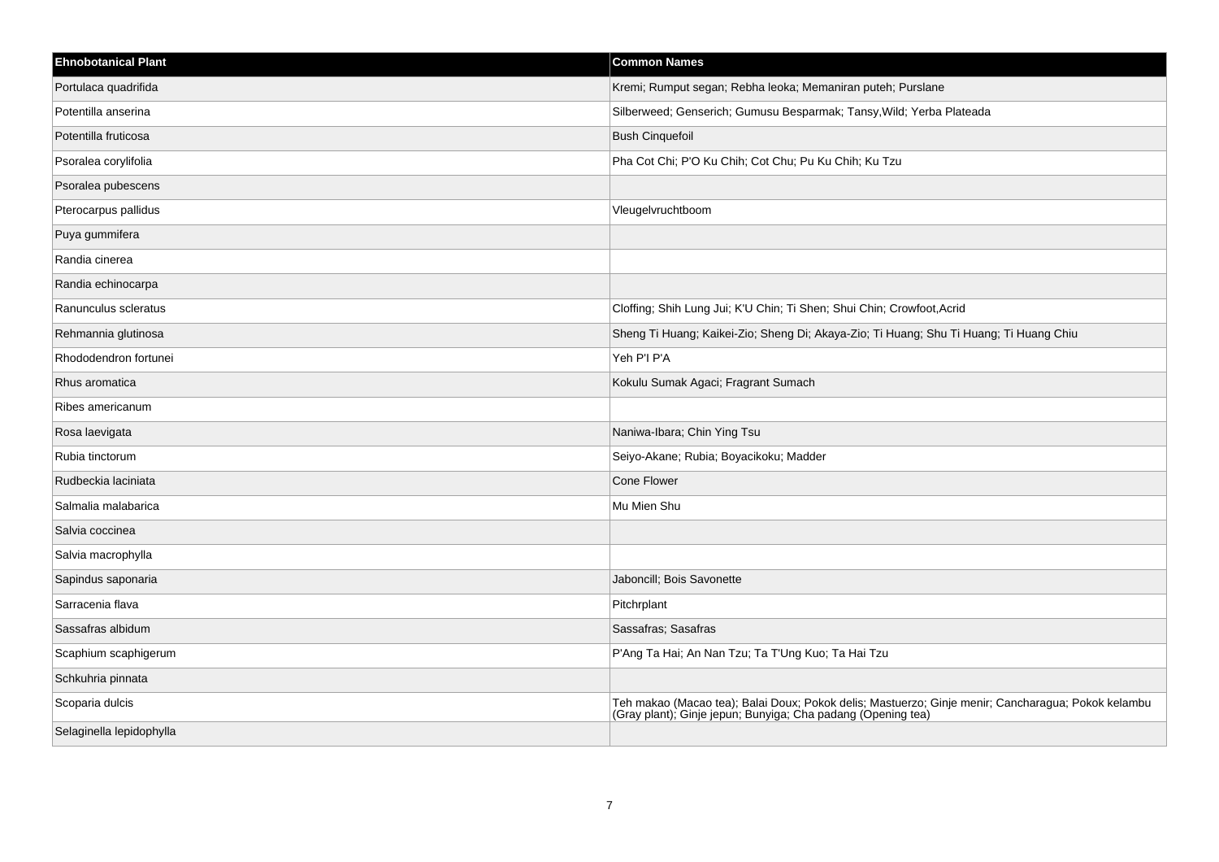| Ehnobotanical Plant | Common Names |
| --- | --- |
| Portulaca quadrifida | Kremi; Rumput segan; Rebha leoka; Memaniran puteh; Purslane |
| Potentilla anserina | Silberweed; Genserich; Gumusu Besparmak; Tansy,Wild; Yerba Plateada |
| Potentilla fruticosa | Bush Cinquefoil |
| Psoralea corylifolia | Pha Cot Chi; P'O Ku Chih; Cot Chu; Pu Ku Chih; Ku Tzu |
| Psoralea pubescens | |
| Pterocarpus pallidus | Vleugelvruchtboom |
| Puya gummifera | |
| Randia cinerea | |
| Randia echinocarpa | |
| Ranunculus scleratus | Cloffing; Shih Lung Jui; K'U Chin; Ti Shen; Shui Chin; Crowfoot,Acrid |
| Rehmannia glutinosa | Sheng Ti Huang; Kaikei-Zio; Sheng Di; Akaya-Zio; Ti Huang; Shu Ti Huang; Ti Huang Chiu |
| Rhododendron fortunei | Yeh P'I P'A |
| Rhus aromatica | Kokulu Sumak Agaci; Fragrant Sumach |
| Ribes americanum | |
| Rosa laevigata | Naniwa-Ibara; Chin Ying Tsu |
| Rubia tinctorum | Seiyo-Akane; Rubia; Boyacikoku; Madder |
| Rudbeckia laciniata | Cone Flower |
| Salmalia malabarica | Mu Mien Shu |
| Salvia coccinea | |
| Salvia macrophylla | |
| Sapindus saponaria | Jaboncill; Bois Savonette |
| Sarracenia flava | Pitchrplant |
| Sassafras albidum | Sassafras; Sasafras |
| Scaphium scaphigerum | P'Ang Ta Hai; An Nan Tzu; Ta T'Ung Kuo; Ta Hai Tzu |
| Schkuhria pinnata | |
| Scoparia dulcis | Teh makao (Macao tea); Balai Doux; Pokok delis; Mastuerzo; Ginje menir; Cancharagua; Pokok kelambu (Gray plant); Ginje jepun; Bunyiga; Cha padang (Opening tea) |
| Selaginella lepidophylla | |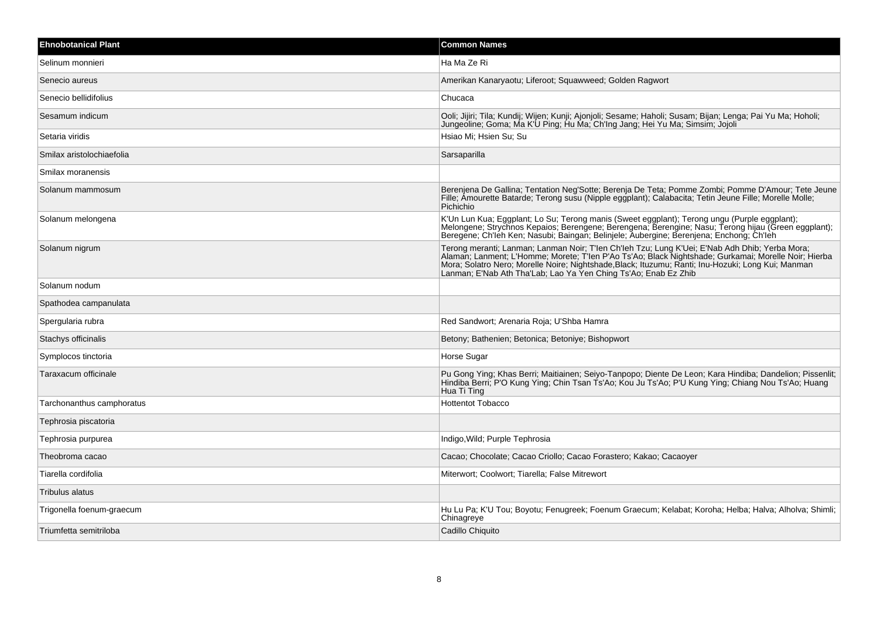| Ehnobotanical Plant | Common Names |
| --- | --- |
| Selinum monnieri | Ha Ma Ze Ri |
| Senecio aureus | Amerikan Kanaryaotu; Liferoot; Squawweed; Golden Ragwort |
| Senecio bellidifolius | Chucaca |
| Sesamum indicum | Ooli; Jijiri; Tila; Kundij; Wijen; Kunji; Ajonjoli; Sesame; Haholi; Susam; Bijan; Lenga; Pai Yu Ma; Hoholi; Jungeoline; Goma; Ma K'U Ping; Hu Ma; Ch'Ing Jang; Hei Yu Ma; Simsim; Jojoli |
| Setaria viridis | Hsiao Mi; Hsien Su; Su |
| Smilax aristolochiaefolia | Sarsaparilla |
| Smilax moranensis | |
| Solanum mammosum | Berenjena De Gallina; Tentation Neg'Sotte; Berenja De Teta; Pomme Zombi; Pomme D'Amour; Tete Jeune Fille; Amourette Batarde; Terong susu (Nipple eggplant); Calabacita; Tetin Jeune Fille; Morelle Molle; Pichichio |
| Solanum melongena | K'Un Lun Kua; Eggplant; Lo Su; Terong manis (Sweet eggplant); Terong ungu (Purple eggplant); Melongene; Strychnos Kepaios; Berengene; Berengena; Berengine; Nasu; Terong hijau (Green eggplant); Beregene; Ch'Ieh Ken; Nasubi; Baingan; Belinjele; Aubergine; Berenjena; Enchong; Ch'Ieh |
| Solanum nigrum | Terong meranti; Lanman; Lanman Noir; T'Ien Ch'Ieh Tzu; Lung K'Uei; E'Nab Adh Dhib; Yerba Mora; Alaman; Lanment; L'Homme; Morete; T'Ien P'Ao Ts'Ao; Black Nightshade; Gurkamai; Morelle Noir; Hierba Mora; Solatro Nero; Morelle Noire; Nightshade,Black; Ituzumu; Ranti; Inu-Hozuki; Long Kui; Manman Lanman; E'Nab Ath Tha'Lab; Lao Ya Yen Ching Ts'Ao; Enab Ez Zhib |
| Solanum nodum | |
| Spathodea campanulata | |
| Spergularia rubra | Red Sandwort; Arenaria Roja; U'Shba Hamra |
| Stachys officinalis | Betony; Bathenien; Betonica; Betoniye; Bishopwort |
| Symplocos tinctoria | Horse Sugar |
| Taraxacum officinale | Pu Gong Ying; Khas Berri; Maitiainen; Seiyo-Tanpopo; Diente De Leon; Kara Hindiba; Dandelion; Pissenlit; Hindiba Berri; P'O Kung Ying; Chin Tsan Ts'Ao; Kou Ju Ts'Ao; P'U Kung Ying; Chiang Nou Ts'Ao; Huang Hua Ti Ting |
| Tarchonanthus camphoratus | Hottentot Tobacco |
| Tephrosia piscatoria | |
| Tephrosia purpurea | Indigo,Wild; Purple Tephrosia |
| Theobroma cacao | Cacao; Chocolate; Cacao Criollo; Cacao Forastero; Kakao; Cacaoyer |
| Tiarella cordifolia | Miterwort; Coolwort; Tiarella; False Mitrewort |
| Tribulus alatus | |
| Trigonella foenum-graecum | Hu Lu Pa; K'U Tou; Boyotu; Fenugreek; Foenum Graecum; Kelabat; Koroha; Helba; Halva; Alholva; Shimli; Chinagreye |
| Triumfetta semitriloba | Cadillo Chiquito |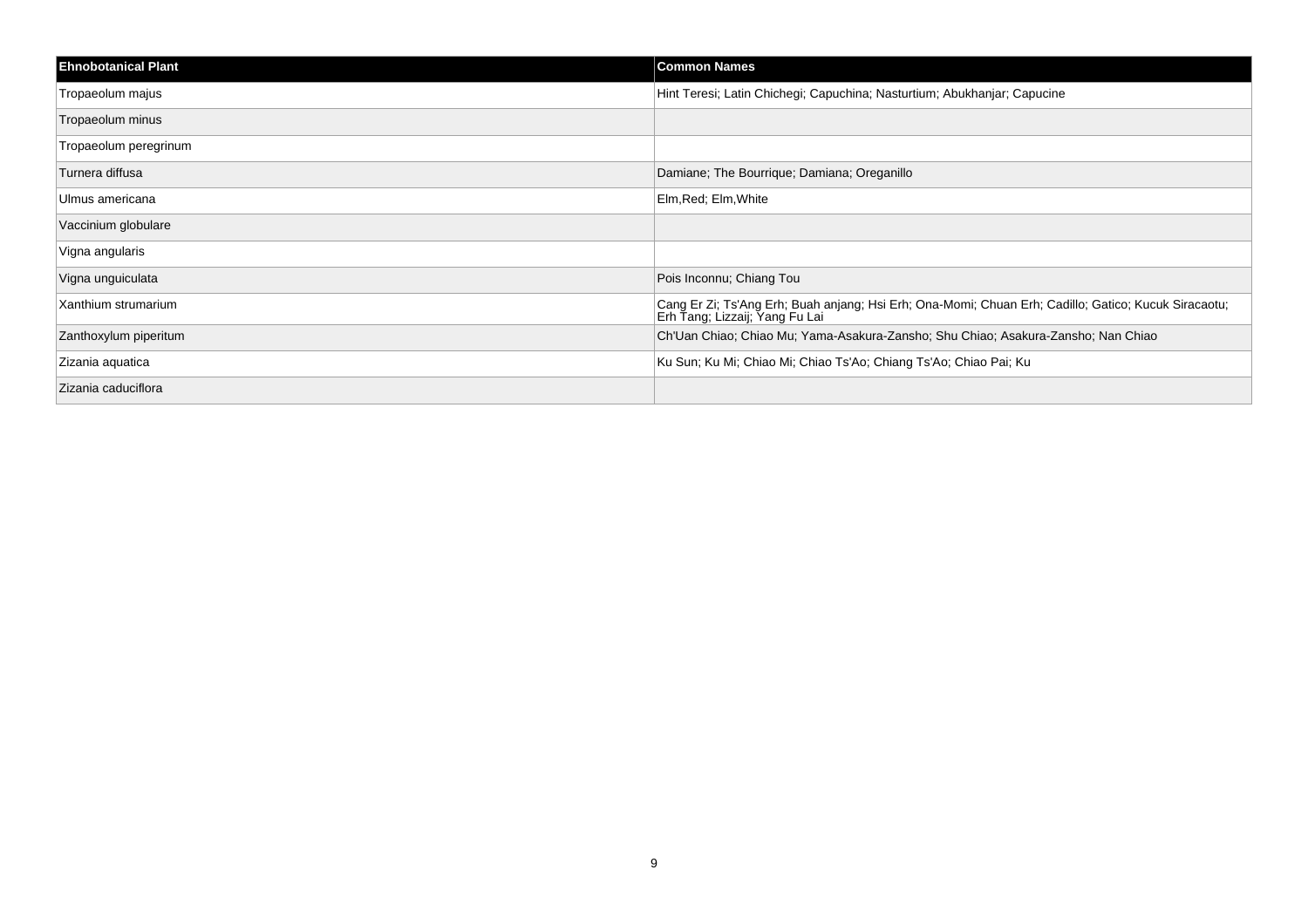| Ehnobotanical Plant | Common Names |
| --- | --- |
| Tropaeolum majus | Hint Teresi; Latin Chichegi; Capuchina; Nasturtium; Abukhanjar; Capucine |
| Tropaeolum minus | |
| Tropaeolum peregrinum | |
| Turnera diffusa | Damiane; The Bourrique; Damiana; Oreganillo |
| Ulmus americana | Elm,Red; Elm,White |
| Vaccinium globulare | |
| Vigna angularis | |
| Vigna unguiculata | Pois Inconnu; Chiang Tou |
| Xanthium strumarium | Cang Er Zi; Ts'Ang Erh; Buah anjang; Hsi Erh; Ona-Momi; Chuan Erh; Cadillo; Gatico; Kucuk Siracaotu; Erh Tang; Lizzaij; Yang Fu Lai |
| Zanthoxylum piperitum | Ch'Uan Chiao; Chiao Mu; Yama-Asakura-Zansho; Shu Chiao; Asakura-Zansho; Nan Chiao |
| Zizania aquatica | Ku Sun; Ku Mi; Chiao Mi; Chiao Ts'Ao; Chiang Ts'Ao; Chiao Pai; Ku |
| Zizania caduciflora | |